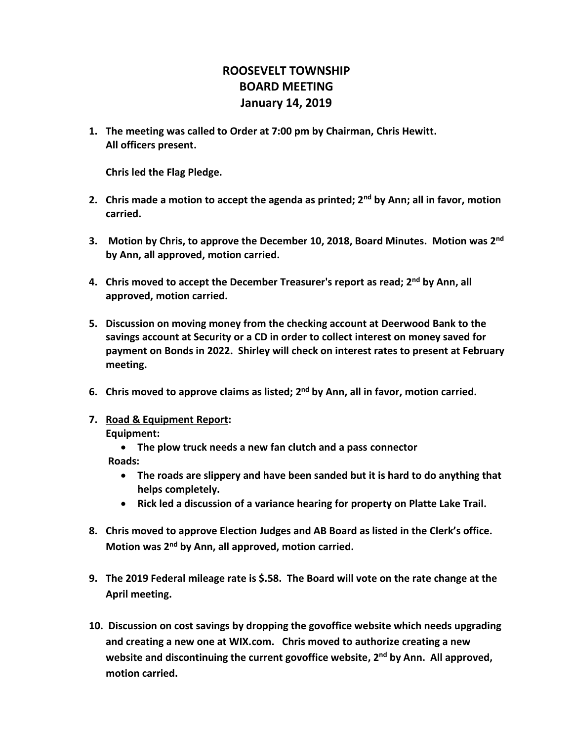# ROOSEVELT TOWNSHIP
# BOARD MEETING
# January 14, 2019

1. **The meeting was called to Order at 7:00 pm by Chairman, Chris Hewitt. All officers present.**

   **Chris led the Flag Pledge.**

2. **Chris made a motion to accept the agenda as printed; 2nd by Ann; all in favor, motion carried.**

3. **Motion by Chris, to approve the December 10, 2018, Board Minutes. Motion was 2nd by Ann, all approved, motion carried.**

4. **Chris moved to accept the December Treasurer's report as read; 2nd by Ann, all approved, motion carried.**

5. **Discussion on moving money from the checking account at Deerwood Bank to the savings account at Security or a CD in order to collect interest on money saved for payment on Bonds in 2022. Shirley will check on interest rates to present at February meeting.**

6. **Chris moved to approve claims as listed; 2nd by Ann, all in favor, motion carried.**

7. **<u>Road & Equipment Report</u>:**

   **Equipment:**
   - **The plow truck needs a new fan clutch and a pass connector**

   **Roads:**
   - **The roads are slippery and have been sanded but it is hard to do anything that helps completely.**
   - **Rick led a discussion of a variance hearing for property on Platte Lake Trail.**

8. **Chris moved to approve Election Judges and AB Board as listed in the Clerk's office. Motion was 2nd by Ann, all approved, motion carried.**

9. **The 2019 Federal mileage rate is $.58. The Board will vote on the rate change at the April meeting.**

10. **Discussion on cost savings by dropping the govoffice website which needs upgrading and creating a new one at WIX.com. Chris moved to authorize creating a new website and discontinuing the current govoffice website, 2nd by Ann. All approved, motion carried.**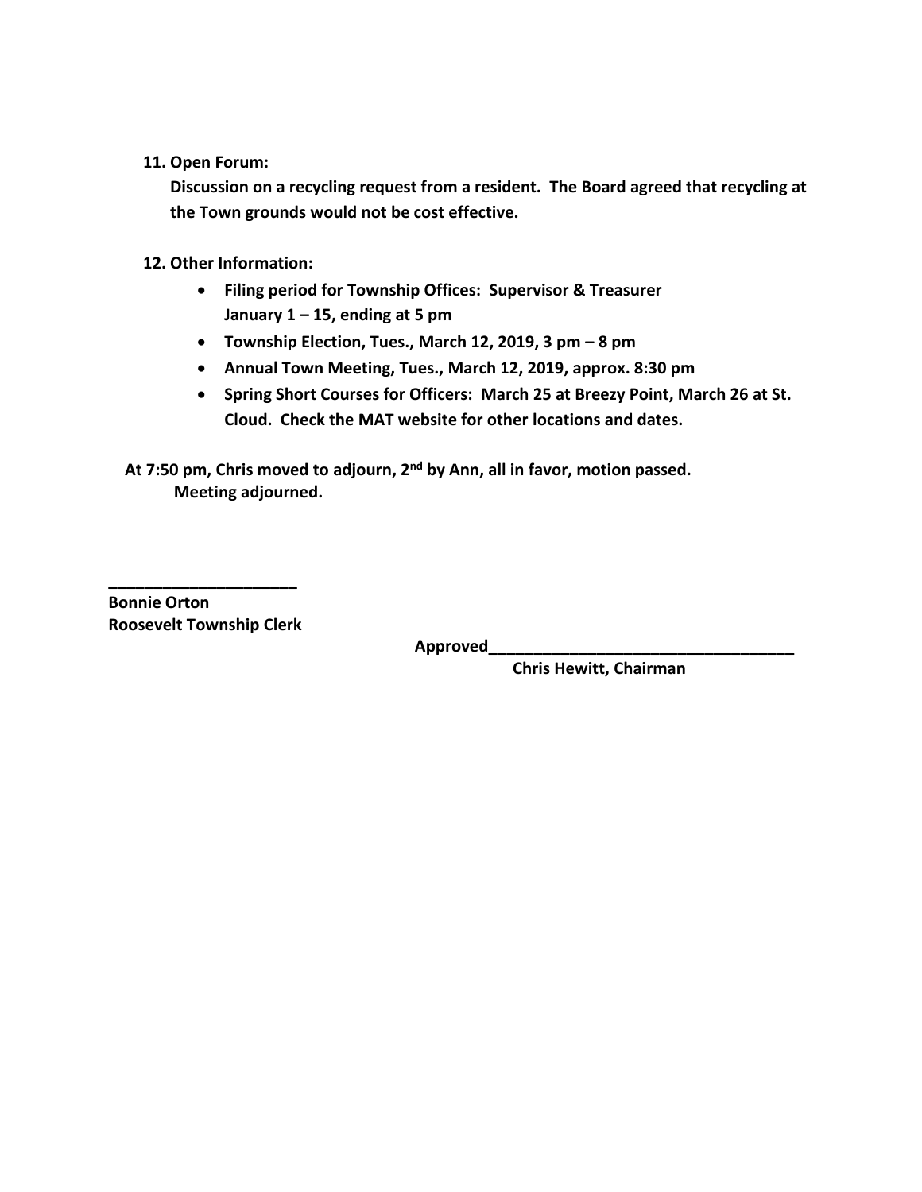11. **Open Forum:**
    **Discussion on a recycling request from a resident. The Board agreed that recycling at the Town grounds would not be cost effective.**

12. **Other Information:**
    - **Filing period for Township Offices: Supervisor & Treasurer January 1 – 15, ending at 5 pm**
    - **Township Election, Tues., March 12, 2019, 3 pm – 8 pm**
    - **Annual Town Meeting, Tues., March 12, 2019, approx. 8:30 pm**
    - **Spring Short Courses for Officers: March 25 at Breezy Point, March 26 at St. Cloud. Check the MAT website for other locations and dates.**

**At 7:50 pm, Chris moved to adjourn, 2nd by Ann, all in favor, motion passed. Meeting adjourned.**

**______________________**
**Bonnie Orton**
**Roosevelt Township Clerk**

**Approved___________________________________**
**Chris Hewitt, Chairman**